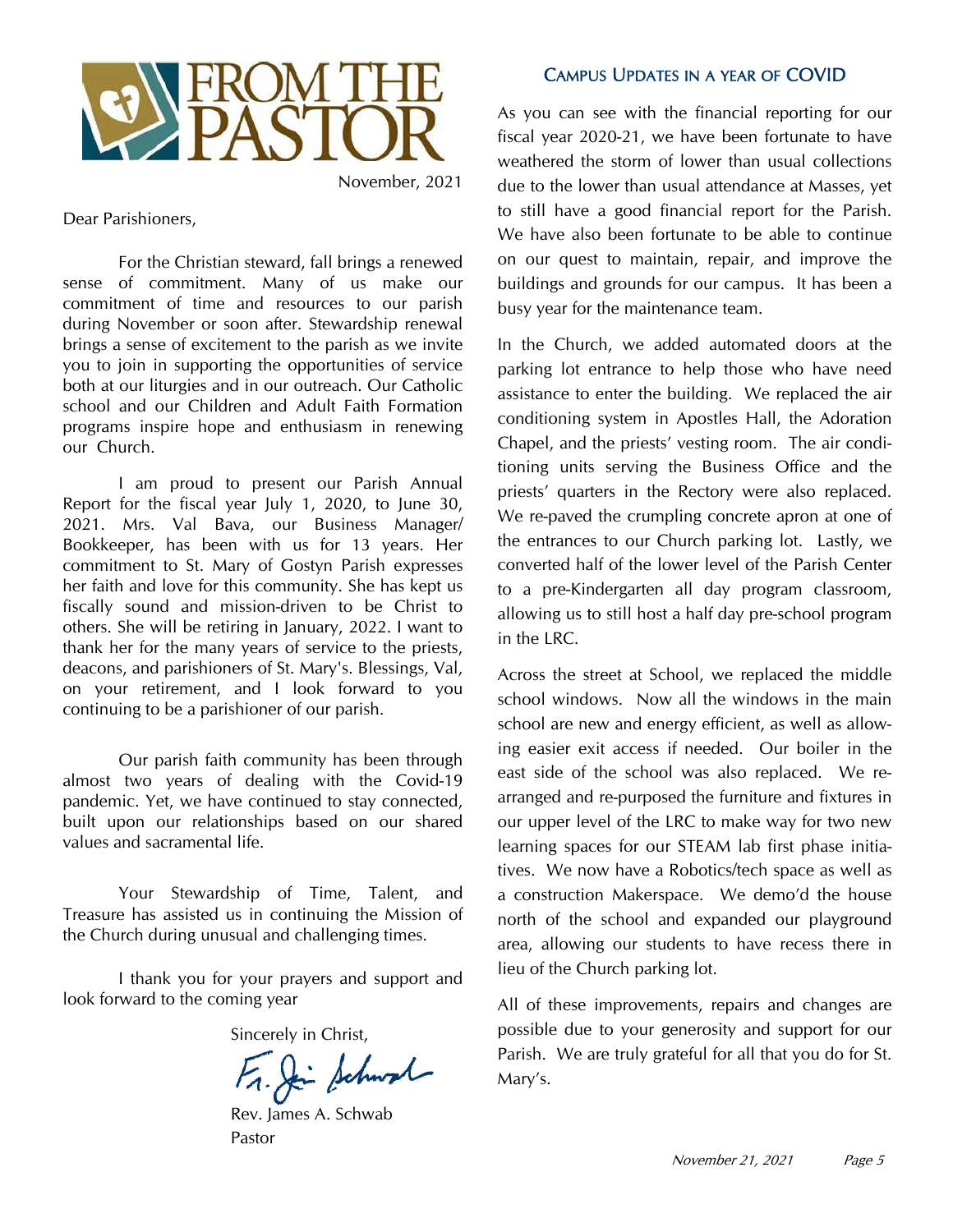# FROM THE PASTOR

November, 2021

Dear Parishioners,

For the Christian steward, fall brings a renewed sense of commitment. Many of us make our commitment of time and resources to our parish during November or soon after. Stewardship renewal brings a sense of excitement to the parish as we invite you to join in supporting the opportunities of service both at our liturgies and in our outreach. Our Catholic school and our Children and Adult Faith Formation programs inspire hope and enthusiasm in renewing our Church.

I am proud to present our Parish Annual Report for the fiscal year July 1, 2020, to June 30, 2021. Mrs. Val Bava, our Business Manager/ Bookkeeper, has been with us for 13 years. Her commitment to St. Mary of Gostyn Parish expresses her faith and love for this community. She has kept us fiscally sound and mission-driven to be Christ to others. She will be retiring in January, 2022. I want to thank her for the many years of service to the priests, deacons, and parishioners of St. Mary's. Blessings, Val, on your retirement, and I look forward to you continuing to be a parishioner of our parish.

Our parish faith community has been through almost two years of dealing with the Covid-19 pandemic. Yet, we have continued to stay connected, built upon our relationships based on our shared values and sacramental life.

Your Stewardship of Time, Talent, and Treasure has assisted us in continuing the Mission of the Church during unusual and challenging times.

I thank you for your prayers and support and look forward to the coming year

Sincerely in Christ,

Fr. Jim Schwab

Rev. James A. Schwab
Pastor

## Campus Updates in a year of COVID

As you can see with the financial reporting for our fiscal year 2020-21, we have been fortunate to have weathered the storm of lower than usual collections due to the lower than usual attendance at Masses, yet to still have a good financial report for the Parish. We have also been fortunate to be able to continue on our quest to maintain, repair, and improve the buildings and grounds for our campus. It has been a busy year for the maintenance team.

In the Church, we added automated doors at the parking lot entrance to help those who have need assistance to enter the building. We replaced the air conditioning system in Apostles Hall, the Adoration Chapel, and the priests' vesting room. The air conditioning units serving the Business Office and the priests' quarters in the Rectory were also replaced. We re-paved the crumpling concrete apron at one of the entrances to our Church parking lot. Lastly, we converted half of the lower level of the Parish Center to a pre-Kindergarten all day program classroom, allowing us to still host a half day pre-school program in the LRC.

Across the street at School, we replaced the middle school windows. Now all the windows in the main school are new and energy efficient, as well as allowing easier exit access if needed. Our boiler in the east side of the school was also replaced. We re-arranged and re-purposed the furniture and fixtures in our upper level of the LRC to make way for two new learning spaces for our STEAM lab first phase initiatives. We now have a Robotics/tech space as well as a construction Makerspace. We demo'd the house north of the school and expanded our playground area, allowing our students to have recess there in lieu of the Church parking lot.

All of these improvements, repairs and changes are possible due to your generosity and support for our Parish. We are truly grateful for all that you do for St. Mary's.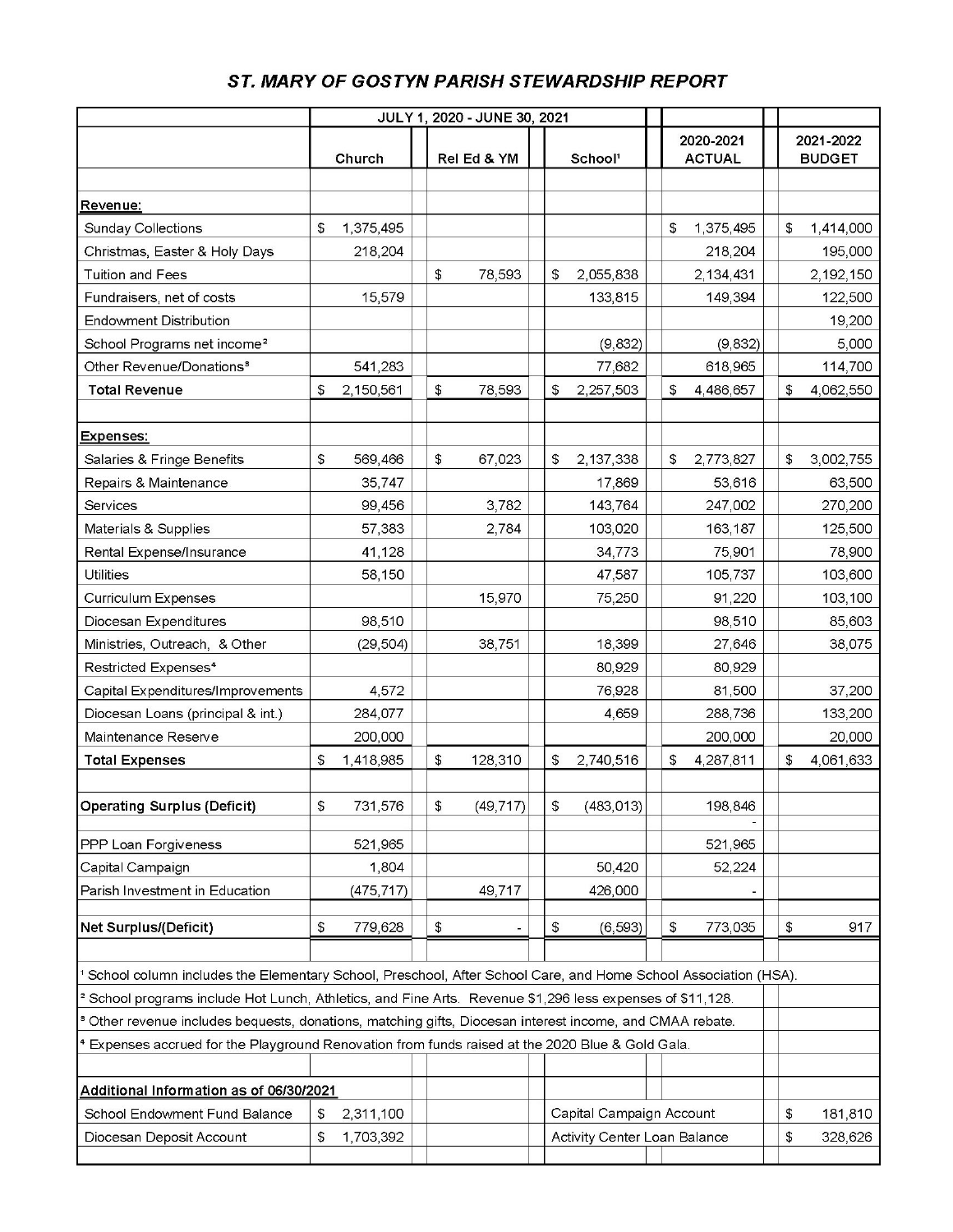## *ST. MARY OF GOSTYN PARISH STEWARDSHIP REPORT*

| | JULY 1, 2020 - JUNE 30, 2021 | | | | |
|---|---|---|---|---|---|
| | Church | Rel Ed & YM | School[1] | 2020-2021 ACTUAL | 2021-2022 BUDGET |
| **Revenue:** | | | | | |
| Sunday Collections | $ 1,375,495 | | | $ 1,375,495 | $ 1,414,000 |
| Christmas, Easter & Holy Days | 218,204 | | | 218,204 | 195,000 |
| Tuition and Fees | | $ 78,593 | $ 2,055,838 | 2,134,431 | 2,192,150 |
| Fundraisers, net of costs | 15,579 | | 133,815 | 149,394 | 122,500 |
| Endowment Distribution | | | | | 19,200 |
| School Programs net income[2] | | | (9,832) | (9,832) | 5,000 |
| Other Revenue/Donations[3] | 541,283 | | 77,682 | 618,965 | 114,700 |
| **Total Revenue** | $ 2,150,561 | $ 78,593 | $ 2,257,503 | $ 4,486,657 | $ 4,062,550 |
| **Expenses:** | | | | | |
| Salaries & Fringe Benefits | $ 569,466 | $ 67,023 | $ 2,137,338 | $ 2,773,827 | $ 3,002,755 |
| Repairs & Maintenance | 35,747 | | 17,869 | 53,616 | 63,500 |
| Services | 99,456 | 3,782 | 143,764 | 247,002 | 270,200 |
| Materials & Supplies | 57,383 | 2,784 | 103,020 | 163,187 | 125,500 |
| Rental Expense/Insurance | 41,128 | | 34,773 | 75,901 | 78,900 |
| Utilities | 58,150 | | 47,587 | 105,737 | 103,600 |
| Curriculum Expenses | | 15,970 | 75,250 | 91,220 | 103,100 |
| Diocesan Expenditures | 98,510 | | | 98,510 | 85,603 |
| Ministries, Outreach, & Other | (29,504) | 38,751 | 18,399 | 27,646 | 38,075 |
| Restricted Expenses[4] | | | 80,929 | 80,929 | |
| Capital Expenditures/Improvements | 4,572 | | 76,928 | 81,500 | 37,200 |
| Diocesan Loans (principal & int.) | 284,077 | | 4,659 | 288,736 | 133,200 |
| Maintenance Reserve | 200,000 | | | 200,000 | 20,000 |
| **Total Expenses** | $ 1,418,985 | $ 128,310 | $ 2,740,516 | $ 4,287,811 | $ 4,061,633 |
| **Operating Surplus (Deficit)** | $ 731,576 | $ (49,717) | $ (483,013) | 198,846 | |
| | | | | - | |
| PPP Loan Forgiveness | 521,965 | | | 521,965 | |
| Capital Campaign | 1,804 | | 50,420 | 52,224 | |
| Parish Investment in Education | (475,717) | 49,717 | 426,000 | - | |
| **Net Surplus/(Deficit)** | $ 779,628 | $ - | $ (6,593) | $ 773,035 | $ 917 |

[1] School column includes the Elementary School, Preschool, After School Care, and Home School Association (HSA).

[2] School programs include Hot Lunch, Athletics, and Fine Arts. Revenue $1,296 less expenses of $11,128.

[3] Other revenue includes bequests, donations, matching gifts, Diocesan interest income, and CMAA rebate.

[4] Expenses accrued for the Playground Renovation from funds raised at the 2020 Blue & Gold Gala.

**Additional Information as of 06/30/2021**

| | | | |
|---|---|---|---|
| School Endowment Fund Balance | $ 2,311,100 | Capital Campaign Account | $ 181,810 |
| Diocesan Deposit Account | $ 1,703,392 | Activity Center Loan Balance | $ 328,626 |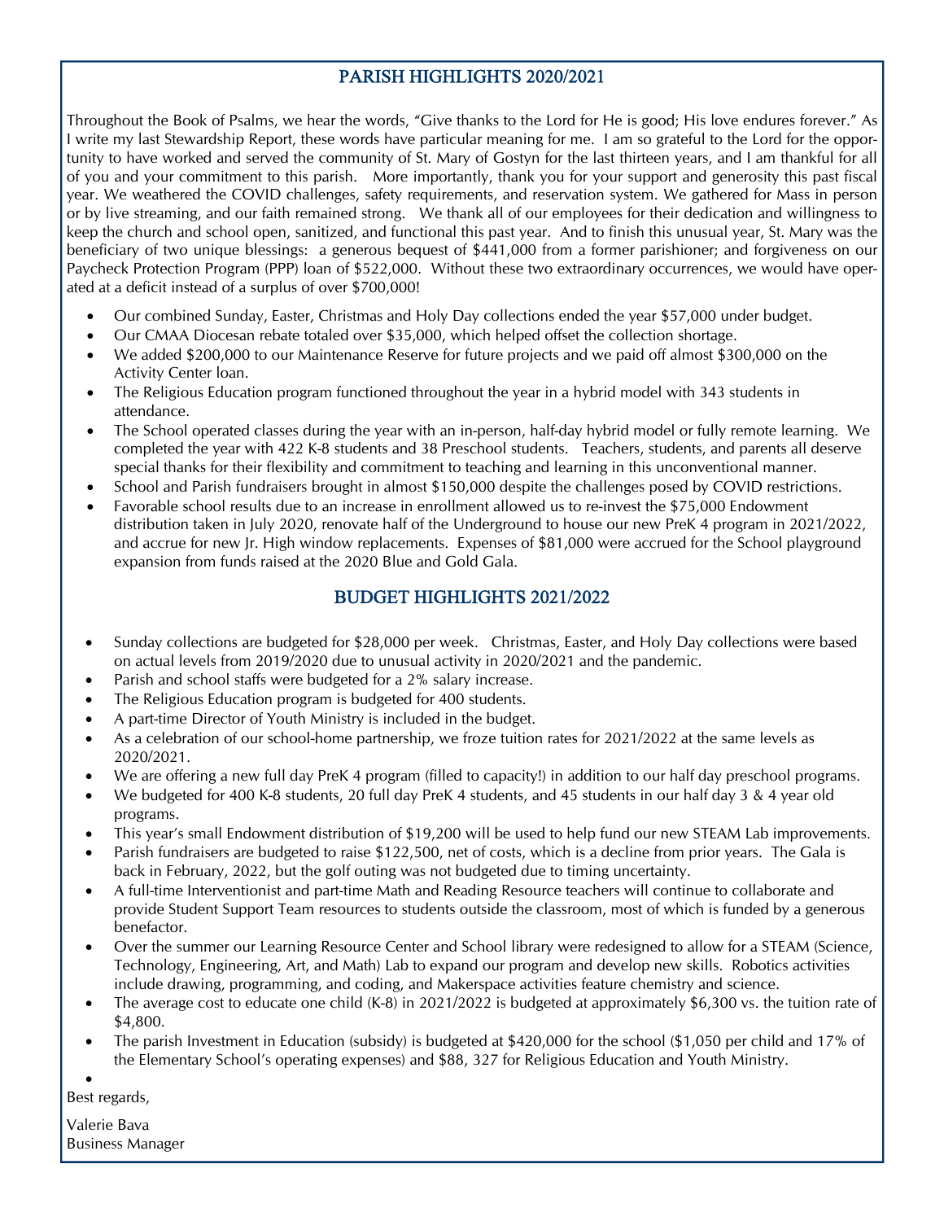## PARISH HIGHLIGHTS 2020/2021

Throughout the Book of Psalms, we hear the words, "Give thanks to the Lord for He is good; His love endures forever." As I write my last Stewardship Report, these words have particular meaning for me. I am so grateful to the Lord for the opportunity to have worked and served the community of St. Mary of Gostyn for the last thirteen years, and I am thankful for all of you and your commitment to this parish. More importantly, thank you for your support and generosity this past fiscal year. We weathered the COVID challenges, safety requirements, and reservation system. We gathered for Mass in person or by live streaming, and our faith remained strong. We thank all of our employees for their dedication and willingness to keep the church and school open, sanitized, and functional this past year. And to finish this unusual year, St. Mary was the beneficiary of two unique blessings: a generous bequest of $441,000 from a former parishioner; and forgiveness on our Paycheck Protection Program (PPP) loan of $522,000. Without these two extraordinary occurrences, we would have operated at a deficit instead of a surplus of over $700,000!

- Our combined Sunday, Easter, Christmas and Holy Day collections ended the year $57,000 under budget.
- Our CMAA Diocesan rebate totaled over $35,000, which helped offset the collection shortage.
- We added $200,000 to our Maintenance Reserve for future projects and we paid off almost $300,000 on the Activity Center loan.
- The Religious Education program functioned throughout the year in a hybrid model with 343 students in attendance.
- The School operated classes during the year with an in-person, half-day hybrid model or fully remote learning. We completed the year with 422 K-8 students and 38 Preschool students. Teachers, students, and parents all deserve special thanks for their flexibility and commitment to teaching and learning in this unconventional manner.
- School and Parish fundraisers brought in almost $150,000 despite the challenges posed by COVID restrictions.
- Favorable school results due to an increase in enrollment allowed us to re-invest the $75,000 Endowment distribution taken in July 2020, renovate half of the Underground to house our new PreK 4 program in 2021/2022, and accrue for new Jr. High window replacements. Expenses of $81,000 were accrued for the School playground expansion from funds raised at the 2020 Blue and Gold Gala.

## BUDGET HIGHLIGHTS 2021/2022

- Sunday collections are budgeted for $28,000 per week. Christmas, Easter, and Holy Day collections were based on actual levels from 2019/2020 due to unusual activity in 2020/2021 and the pandemic.
- Parish and school staffs were budgeted for a 2% salary increase.
- The Religious Education program is budgeted for 400 students.
- A part-time Director of Youth Ministry is included in the budget.
- As a celebration of our school-home partnership, we froze tuition rates for 2021/2022 at the same levels as 2020/2021.
- We are offering a new full day PreK 4 program (filled to capacity!) in addition to our half day preschool programs.
- We budgeted for 400 K-8 students, 20 full day PreK 4 students, and 45 students in our half day 3 & 4 year old programs.
- This year's small Endowment distribution of $19,200 will be used to help fund our new STEAM Lab improvements.
- Parish fundraisers are budgeted to raise $122,500, net of costs, which is a decline from prior years. The Gala is back in February, 2022, but the golf outing was not budgeted due to timing uncertainty.
- A full-time Interventionist and part-time Math and Reading Resource teachers will continue to collaborate and provide Student Support Team resources to students outside the classroom, most of which is funded by a generous benefactor.
- Over the summer our Learning Resource Center and School library were redesigned to allow for a STEAM (Science, Technology, Engineering, Art, and Math) Lab to expand our program and develop new skills. Robotics activities include drawing, programming, and coding, and Makerspace activities feature chemistry and science.
- The average cost to educate one child (K-8) in 2021/2022 is budgeted at approximately $6,300 vs. the tuition rate of $4,800.
- The parish Investment in Education (subsidy) is budgeted at $420,000 for the school ($1,050 per child and 17% of the Elementary School's operating expenses) and $88, 327 for Religious Education and Youth Ministry.

Best regards,

Valerie Bava
Business Manager